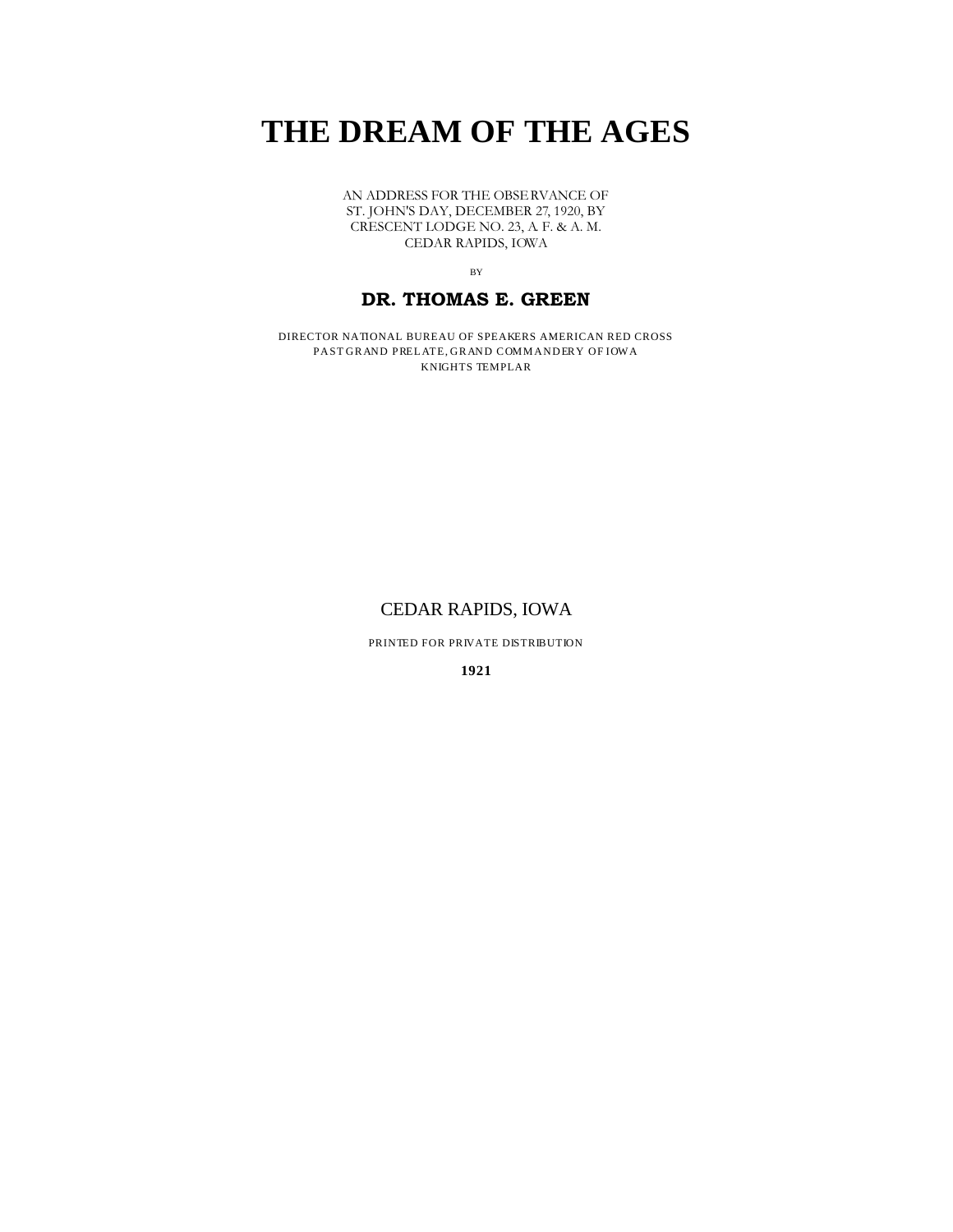# THE DREAM OF THE AGES

AN ADDRESS FOR THE OBSERVANCE OF
ST. JOHN'S DAY, DECEMBER 27, 1920, BY
CRESCENT LODGE NO. 23, A. F. & A. M.
CEDAR RAPIDS, IOWA

BY

**DR. THOMAS E. GREEN**

DIRECTOR NATIONAL BUREAU OF SPEAKERS AMERICAN RED CROSS
PAST GRAND PRELATE, GRAND COMMANDERY OF IOWA
KNIGHTS TEMPLAR

CEDAR RAPIDS, IOWA

PRINTED FOR PRIVATE DISTRIBUTION

**1921**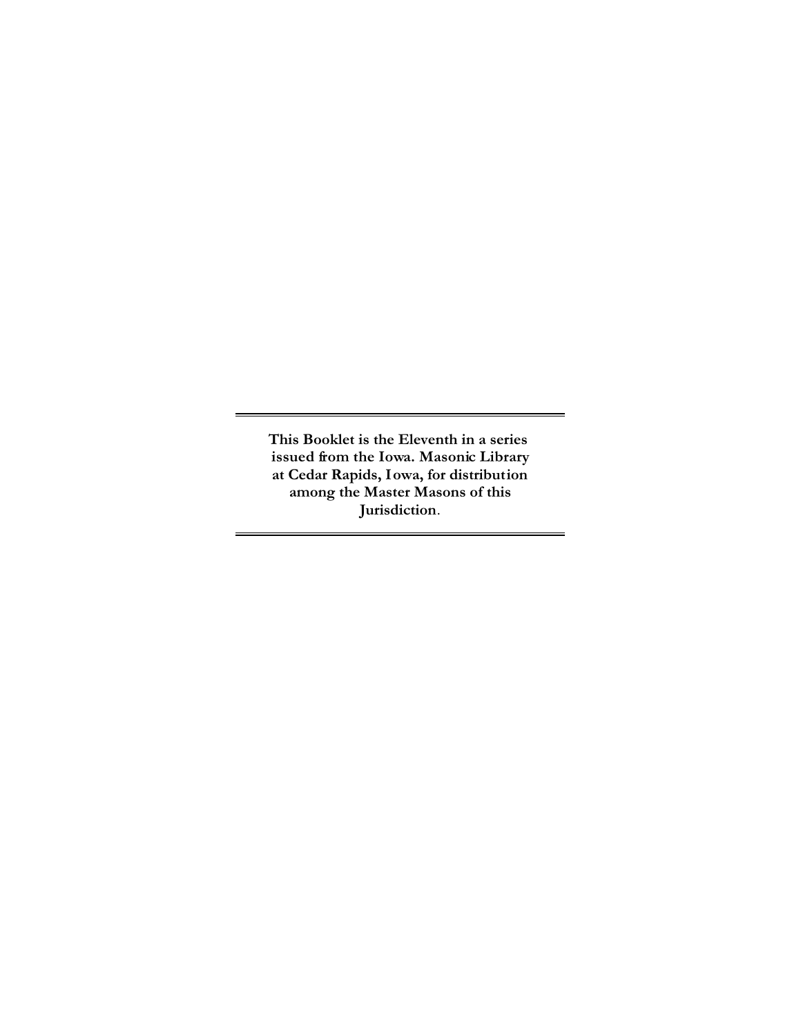**This Booklet is the Eleventh in a series issued from the Iowa. Masonic Library at Cedar Rapids, Iowa, for distribution among the Master Masons of this Jurisdiction.**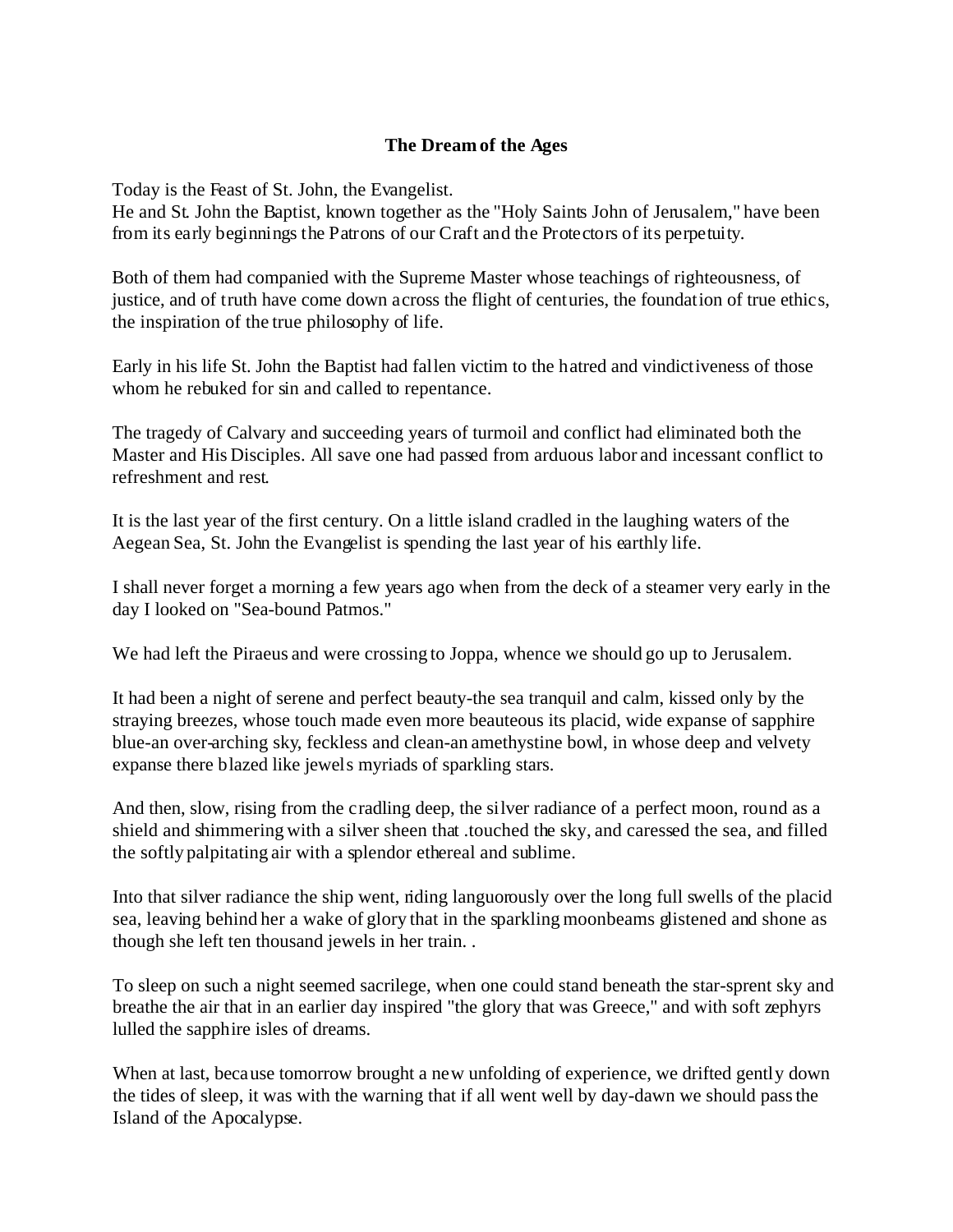**The Dream of the Ages**

Today is the Feast of St. John, the Evangelist.
He and St. John the Baptist, known together as the "Holy Saints John of Jerusalem," have been from its early beginnings the Patrons of our Craft and the Protectors of its perpetuity.

Both of them had companied with the Supreme Master whose teachings of righteousness, of justice, and of truth have come down across the flight of centuries, the foundation of true ethics, the inspiration of the true philosophy of life.

Early in his life St. John the Baptist had fallen victim to the hatred and vindictiveness of those whom he rebuked for sin and called to repentance.

The tragedy of Calvary and succeeding years of turmoil and conflict had eliminated both the Master and His Disciples. All save one had passed from arduous labor and incessant conflict to refreshment and rest.

It is the last year of the first century. On a little island cradled in the laughing waters of the Aegean Sea, St. John the Evangelist is spending the last year of his earthly life.

I shall never forget a morning a few years ago when from the deck of a steamer very early in the day I looked on "Sea-bound Patmos."

We had left the Piraeus and were crossing to Joppa, whence we should go up to Jerusalem.

It had been a night of serene and perfect beauty-the sea tranquil and calm, kissed only by the straying breezes, whose touch made even more beauteous its placid, wide expanse of sapphire blue-an over-arching sky, feckless and clean-an amethystine bowl, in whose deep and velvety expanse there blazed like jewels myriads of sparkling stars.

And then, slow, rising from the cradling deep, the silver radiance of a perfect moon, round as a shield and shimmering with a silver sheen that .touched the sky, and caressed the sea, and filled the softly palpitating air with a splendor ethereal and sublime.

Into that silver radiance the ship went, riding languorously over the long full swells of the placid sea, leaving behind her a wake of glory that in the sparkling moonbeams glistened and shone as though she left ten thousand jewels in her train. .

To sleep on such a night seemed sacrilege, when one could stand beneath the star-sprent sky and breathe the air that in an earlier day inspired "the glory that was Greece," and with soft zephyrs lulled the sapphire isles of dreams.

When at last, because tomorrow brought a new unfolding of experience, we drifted gently down the tides of sleep, it was with the warning that if all went well by day-dawn we should pass the Island of the Apocalypse.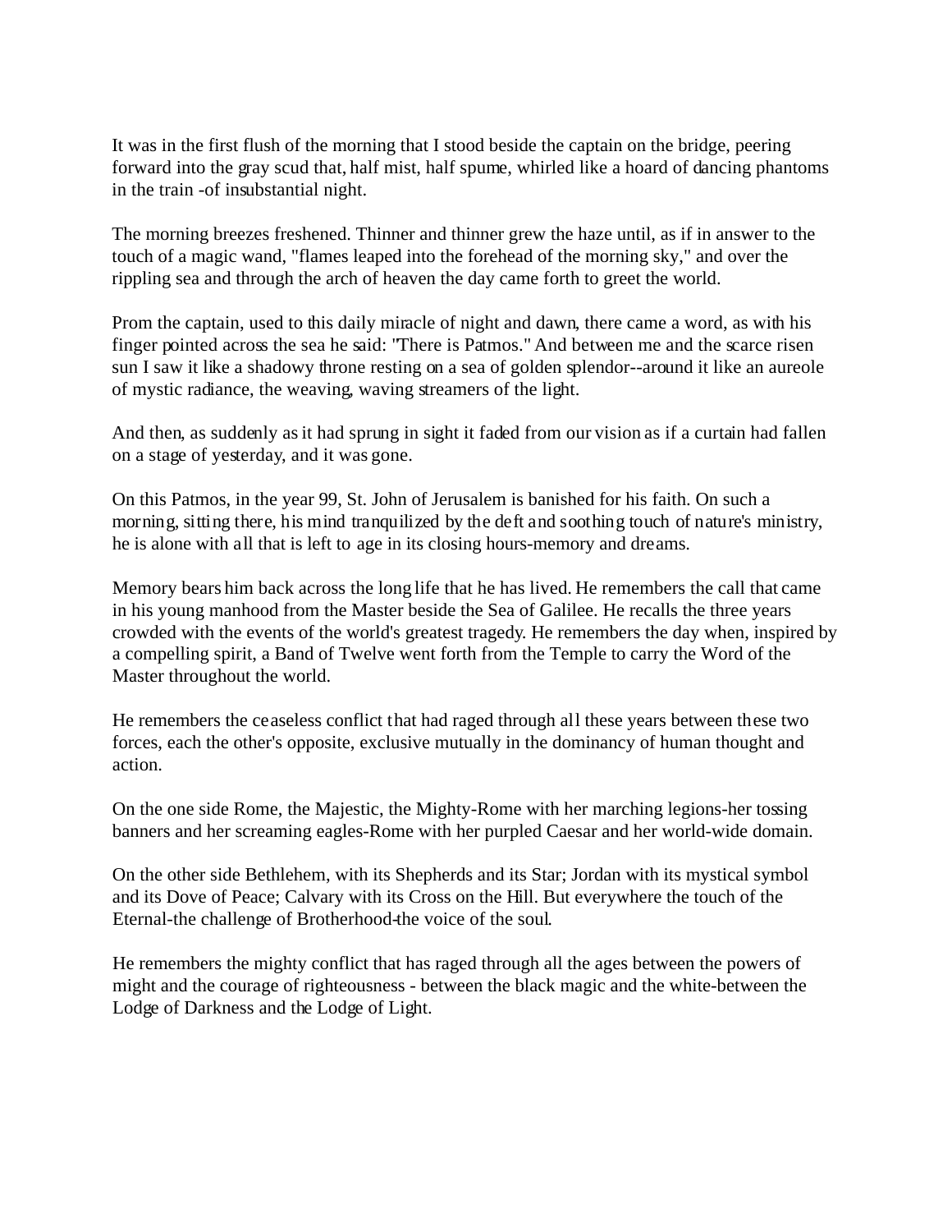It was in the first flush of the morning that I stood beside the captain on the bridge, peering forward into the gray scud that, half mist, half spume, whirled like a hoard of dancing phantoms in the train -of insubstantial night.

The morning breezes freshened. Thinner and thinner grew the haze until, as if in answer to the touch of a magic wand, "flames leaped into the forehead of the morning sky," and over the rippling sea and through the arch of heaven the day came forth to greet the world.

Prom the captain, used to this daily miracle of night and dawn, there came a word, as with his finger pointed across the sea he said: "There is Patmos." And between me and the scarce risen sun I saw it like a shadowy throne resting on a sea of golden splendor--around it like an aureole of mystic radiance, the weaving, waving streamers of the light.

And then, as suddenly as it had sprung in sight it faded from our vision as if a curtain had fallen on a stage of yesterday, and it was gone.

On this Patmos, in the year 99, St. John of Jerusalem is banished for his faith. On such a morning, sitting there, his mind tranquilized by the deft and soothing touch of nature's ministry, he is alone with all that is left to age in its closing hours-memory and dreams.

Memory bears him back across the long life that he has lived. He remembers the call that came in his young manhood from the Master beside the Sea of Galilee. He recalls the three years crowded with the events of the world's greatest tragedy. He remembers the day when, inspired by a compelling spirit, a Band of Twelve went forth from the Temple to carry the Word of the Master throughout the world.

He remembers the ceaseless conflict that had raged through all these years between these two forces, each the other's opposite, exclusive mutually in the dominancy of human thought and action.

On the one side Rome, the Majestic, the Mighty-Rome with her marching legions-her tossing banners and her screaming eagles-Rome with her purpled Caesar and her world-wide domain.

On the other side Bethlehem, with its Shepherds and its Star; Jordan with its mystical symbol and its Dove of Peace; Calvary with its Cross on the Hill. But everywhere the touch of the Eternal-the challenge of Brotherhood-the voice of the soul.

He remembers the mighty conflict that has raged through all the ages between the powers of might and the courage of righteousness - between the black magic and the white-between the Lodge of Darkness and the Lodge of Light.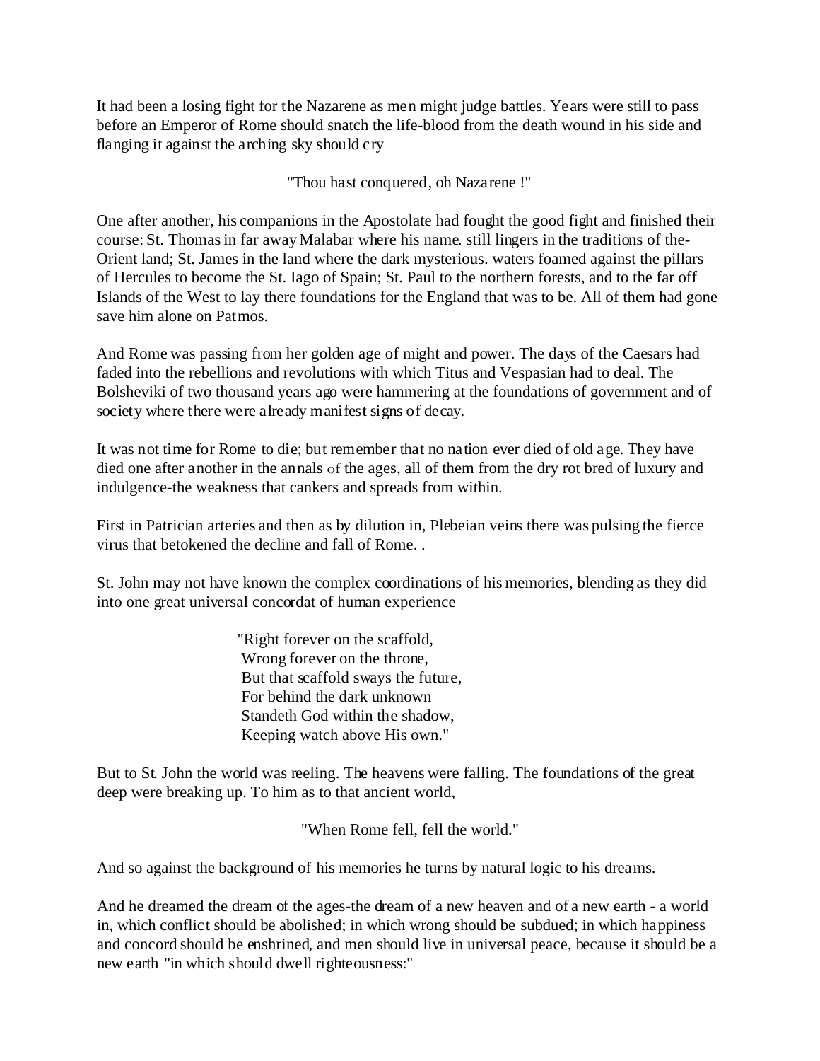It had been a losing fight for the Nazarene as men might judge battles. Years were still to pass before an Emperor of Rome should snatch the life-blood from the death wound in his side and flanging it against the arching sky should cry

"Thou hast conquered, oh Nazarene !"

One after another, his companions in the Apostolate had fought the good fight and finished their course: St. Thomas in far away Malabar where his name. still lingers in the traditions of the-Orient land; St. James in the land where the dark mysterious. waters foamed against the pillars of Hercules to become the St. Iago of Spain; St. Paul to the northern forests, and to the far off Islands of the West to lay there foundations for the England that was to be. All of them had gone save him alone on Patmos.

And Rome was passing from her golden age of might and power. The days of the Caesars had faded into the rebellions and revolutions with which Titus and Vespasian had to deal. The Bolsheviki of two thousand years ago were hammering at the foundations of government and of society where there were already manifest signs of decay.

It was not time for Rome to die; but remember that no nation ever died of old age. They have died one after another in the annals of the ages, all of them from the dry rot bred of luxury and indulgence-the weakness that cankers and spreads from within.

First in Patrician arteries and then as by dilution in, Plebeian veins there was pulsing the fierce virus that betokened the decline and fall of Rome. .

St. John may not have known the complex coordinations of his memories, blending as they did into one great universal concordat of human experience

"Right forever on the scaffold,  
Wrong forever on the throne,  
But that scaffold sways the future,  
For behind the dark unknown  
Standeth God within the shadow,  
Keeping watch above His own."

But to St. John the world was reeling. The heavens were falling. The foundations of the great deep were breaking up. To him as to that ancient world,

"When Rome fell, fell the world."

And so against the background of his memories he turns by natural logic to his dreams.

And he dreamed the dream of the ages-the dream of a new heaven and of a new earth - a world in, which conflict should be abolished; in which wrong should be subdued; in which happiness and concord should be enshrined, and men should live in universal peace, because it should be a new earth "in which should dwell righteousness:"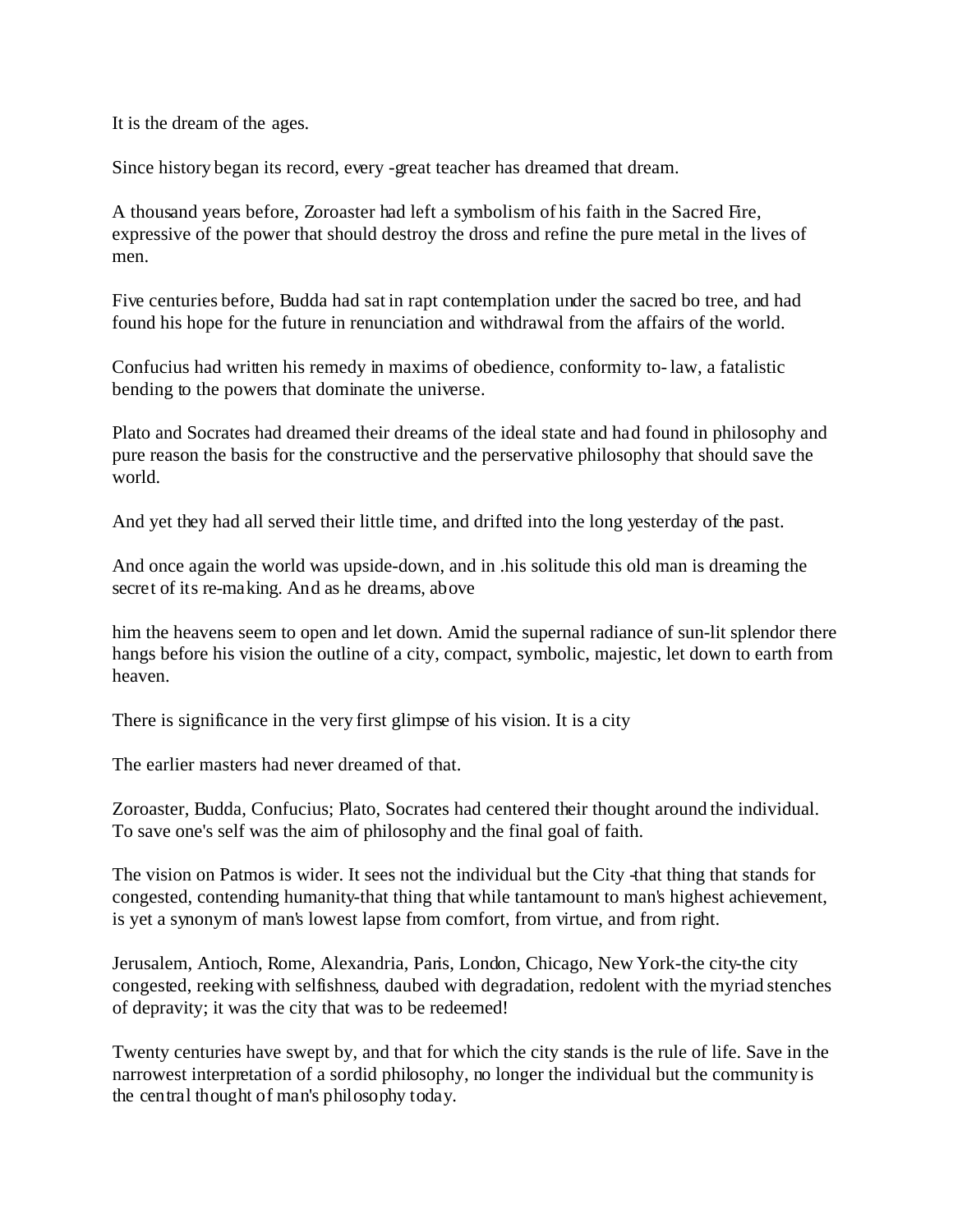It is the dream of the ages.

Since history began its record, every -great teacher has dreamed that dream.

A thousand years before, Zoroaster had left a symbolism of his faith in the Sacred Fire, expressive of the power that should destroy the dross and refine the pure metal in the lives of men.

Five centuries before, Budda had sat in rapt contemplation under the sacred bo tree, and had found his hope for the future in renunciation and withdrawal from the affairs of the world.

Confucius had written his remedy in maxims of obedience, conformity to- law, a fatalistic bending to the powers that dominate the universe.

Plato and Socrates had dreamed their dreams of the ideal state and had found in philosophy and pure reason the basis for the constructive and the perservative philosophy that should save the world.

And yet they had all served their little time, and drifted into the long yesterday of the past.

And once again the world was upside-down, and in .his solitude this old man is dreaming the secret of its re-making. And as he dreams, above

him the heavens seem to open and let down. Amid the supernal radiance of sun-lit splendor there hangs before his vision the outline of a city, compact, symbolic, majestic, let down to earth from heaven.

There is significance in the very first glimpse of his vision. It is a city

The earlier masters had never dreamed of that.

Zoroaster, Budda, Confucius; Plato, Socrates had centered their thought around the individual. To save one's self was the aim of philosophy and the final goal of faith.

The vision on Patmos is wider. It sees not the individual but the City -that thing that stands for congested, contending humanity-that thing that while tantamount to man's highest achievement, is yet a synonym of man's lowest lapse from comfort, from virtue, and from right.

Jerusalem, Antioch, Rome, Alexandria, Paris, London, Chicago, New York-the city-the city congested, reeking with selfishness, daubed with degradation, redolent with the myriad stenches of depravity; it was the city that was to be redeemed!

Twenty centuries have swept by, and that for which the city stands is the rule of life. Save in the narrowest interpretation of a sordid philosophy, no longer the individual but the community is the central thought of man's philosophy today.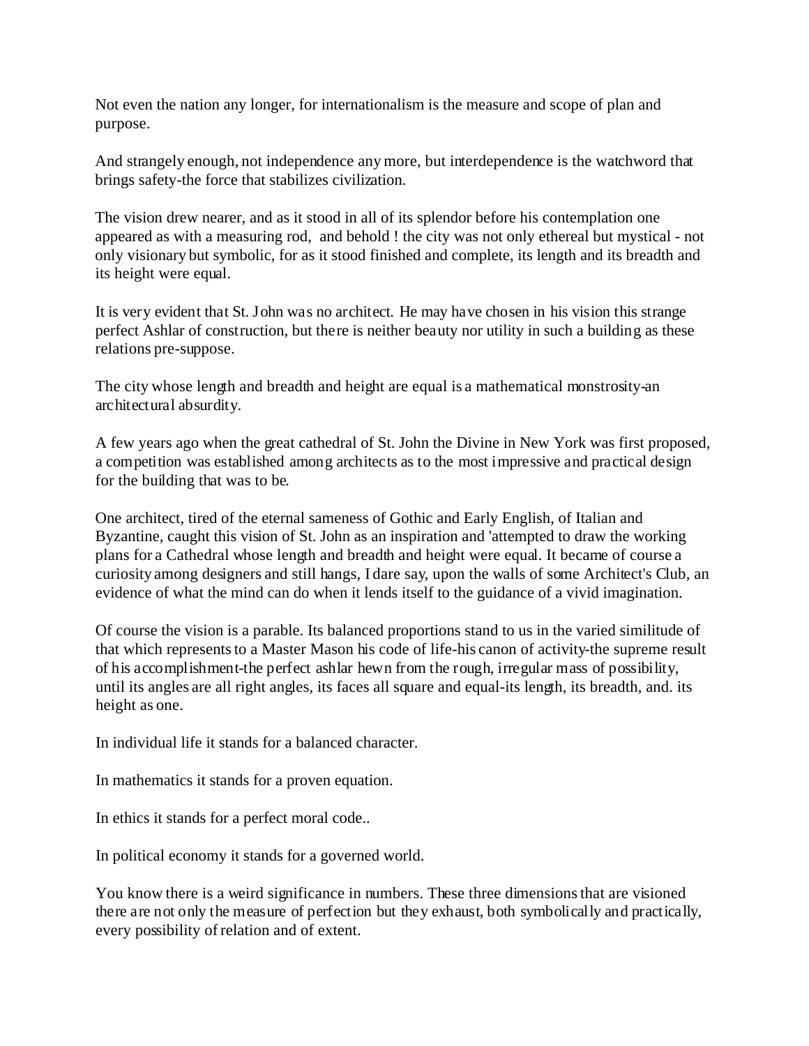Not even the nation any longer, for internationalism is the measure and scope of plan and purpose.

And strangely enough, not independence any more, but interdependence is the watchword that brings safety-the force that stabilizes civilization.

The vision drew nearer, and as it stood in all of its splendor before his contemplation one appeared as with a measuring rod, and behold ! the city was not only ethereal but mystical - not only visionary but symbolic, for as it stood finished and complete, its length and its breadth and its height were equal.

It is very evident that St. John was no architect. He may have chosen in his vision this strange perfect Ashlar of construction, but there is neither beauty nor utility in such a building as these relations pre-suppose.

The city whose length and breadth and height are equal is a mathematical monstrosity-an architectural absurdity.

A few years ago when the great cathedral of St. John the Divine in New York was first proposed, a competition was established among architects as to the most impressive and practical design for the building that was to be.

One architect, tired of the eternal sameness of Gothic and Early English, of Italian and Byzantine, caught this vision of St. John as an inspiration and 'attempted to draw the working plans for a Cathedral whose length and breadth and height were equal. It became of course a curiosity among designers and still hangs, I dare say, upon the walls of some Architect's Club, an evidence of what the mind can do when it lends itself to the guidance of a vivid imagination.

Of course the vision is a parable. Its balanced proportions stand to us in the varied similitude of that which represents to a Master Mason his code of life-his canon of activity-the supreme result of his accomplishment-the perfect ashlar hewn from the rough, irregular mass of possibility, until its angles are all right angles, its faces all square and equal-its length, its breadth, and. its height as one.

In individual life it stands for a balanced character.

In mathematics it stands for a proven equation.

In ethics it stands for a perfect moral code..

In political economy it stands for a governed world.

You know there is a weird significance in numbers. These three dimensions that are visioned there are not only the measure of perfection but they exhaust, both symbolically and practically, every possibility of relation and of extent.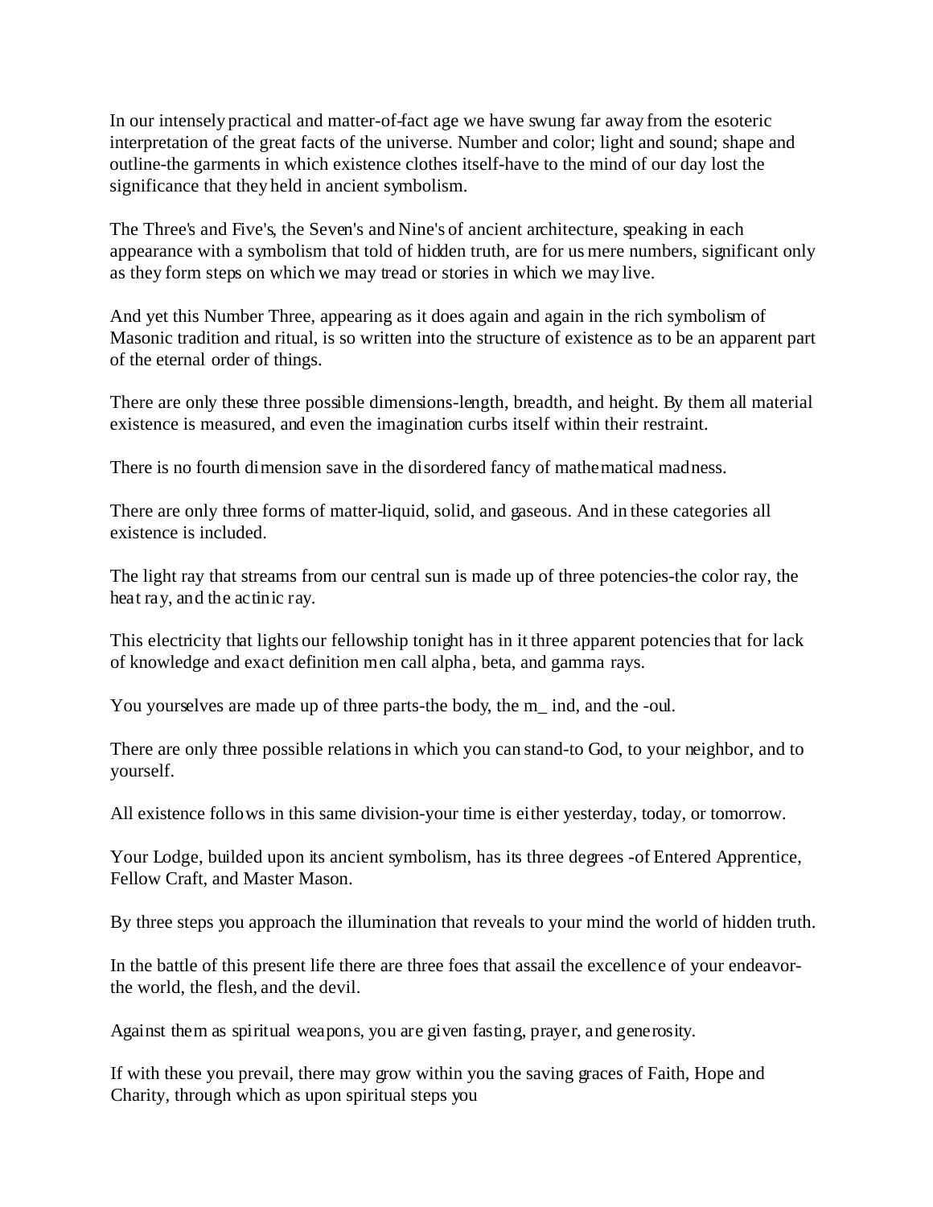In our intensely practical and matter-of-fact age we have swung far away from the esoteric interpretation of the great facts of the universe. Number and color; light and sound; shape and outline-the garments in which existence clothes itself-have to the mind of our day lost the significance that they held in ancient symbolism.

The Three's and Five's, the Seven's and Nine's of ancient architecture, speaking in each appearance with a symbolism that told of hidden truth, are for us mere numbers, significant only as they form steps on which we may tread or stories in which we may live.

And yet this Number Three, appearing as it does again and again in the rich symbolism of Masonic tradition and ritual, is so written into the structure of existence as to be an apparent part of the eternal order of things.

There are only these three possible dimensions-length, breadth, and height. By them all material existence is measured, and even the imagination curbs itself within their restraint.

There is no fourth dimension save in the disordered fancy of mathematical madness.

There are only three forms of matter-liquid, solid, and gaseous. And in these categories all existence is included.

The light ray that streams from our central sun is made up of three potencies-the color ray, the heat ray, and the actinic ray.

This electricity that lights our fellowship tonight has in it three apparent potencies that for lack of knowledge and exact definition men call alpha, beta, and gamma rays.

You yourselves are made up of three parts-the body, the m_ ind, and the -oul.

There are only three possible relations in which you can stand-to God, to your neighbor, and to yourself.

All existence follows in this same division-your time is either yesterday, today, or tomorrow.

Your Lodge, builded upon its ancient symbolism, has its three degrees -of Entered Apprentice, Fellow Craft, and Master Mason.

By three steps you approach the illumination that reveals to your mind the world of hidden truth.

In the battle of this present life there are three foes that assail the excellence of your endeavor-the world, the flesh, and the devil.

Against them as spiritual weapons, you are given fasting, prayer, and generosity.

If with these you prevail, there may grow within you the saving graces of Faith, Hope and Charity, through which as upon spiritual steps you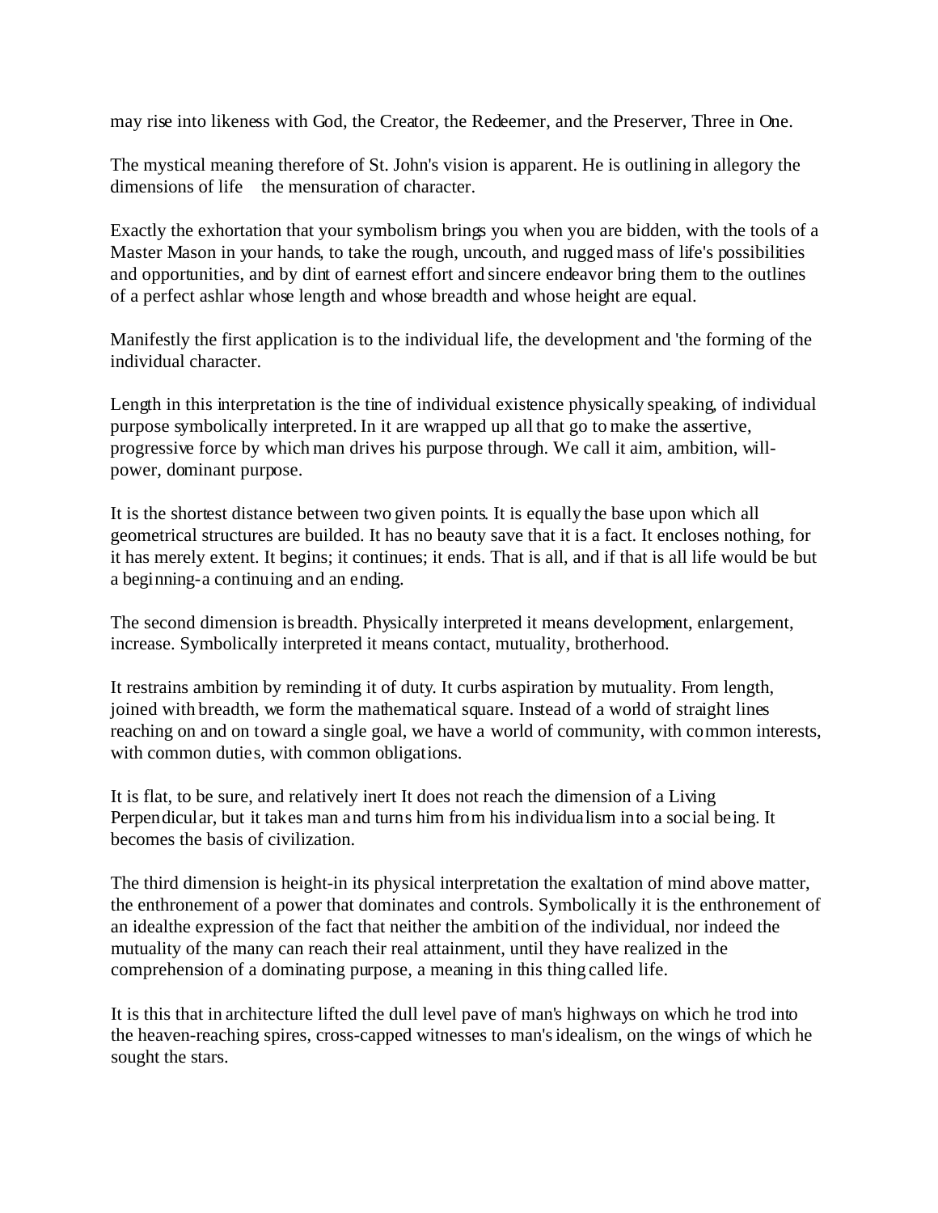may rise into likeness with God, the Creator, the Redeemer, and the Preserver, Three in One.

The mystical meaning therefore of St. John's vision is apparent. He is outlining in allegory the dimensions of life the mensuration of character.

Exactly the exhortation that your symbolism brings you when you are bidden, with the tools of a Master Mason in your hands, to take the rough, uncouth, and rugged mass of life's possibilities and opportunities, and by dint of earnest effort and sincere endeavor bring them to the outlines of a perfect ashlar whose length and whose breadth and whose height are equal.

Manifestly the first application is to the individual life, the development and 'the forming of the individual character.

Length in this interpretation is the tine of individual existence physically speaking, of individual purpose symbolically interpreted. In it are wrapped up all that go to make the assertive, progressive force by which man drives his purpose through. We call it aim, ambition, will-power, dominant purpose.

It is the shortest distance between two given points. It is equally the base upon which all geometrical structures are builded. It has no beauty save that it is a fact. It encloses nothing, for it has merely extent. It begins; it continues; it ends. That is all, and if that is all life would be but a beginning-a continuing and an ending.

The second dimension is breadth. Physically interpreted it means development, enlargement, increase. Symbolically interpreted it means contact, mutuality, brotherhood.

It restrains ambition by reminding it of duty. It curbs aspiration by mutuality. From length, joined with breadth, we form the mathematical square. Instead of a world of straight lines reaching on and on toward a single goal, we have a world of community, with common interests, with common duties, with common obligations.

It is flat, to be sure, and relatively inert It does not reach the dimension of a Living Perpendicular, but it takes man and turns him from his individualism into a social being. It becomes the basis of civilization.

The third dimension is height-in its physical interpretation the exaltation of mind above matter, the enthronement of a power that dominates and controls. Symbolically it is the enthronement of an idealthe expression of the fact that neither the ambition of the individual, nor indeed the mutuality of the many can reach their real attainment, until they have realized in the comprehension of a dominating purpose, a meaning in this thing called life.

It is this that in architecture lifted the dull level pave of man's highways on which he trod into the heaven-reaching spires, cross-capped witnesses to man's idealism, on the wings of which he sought the stars.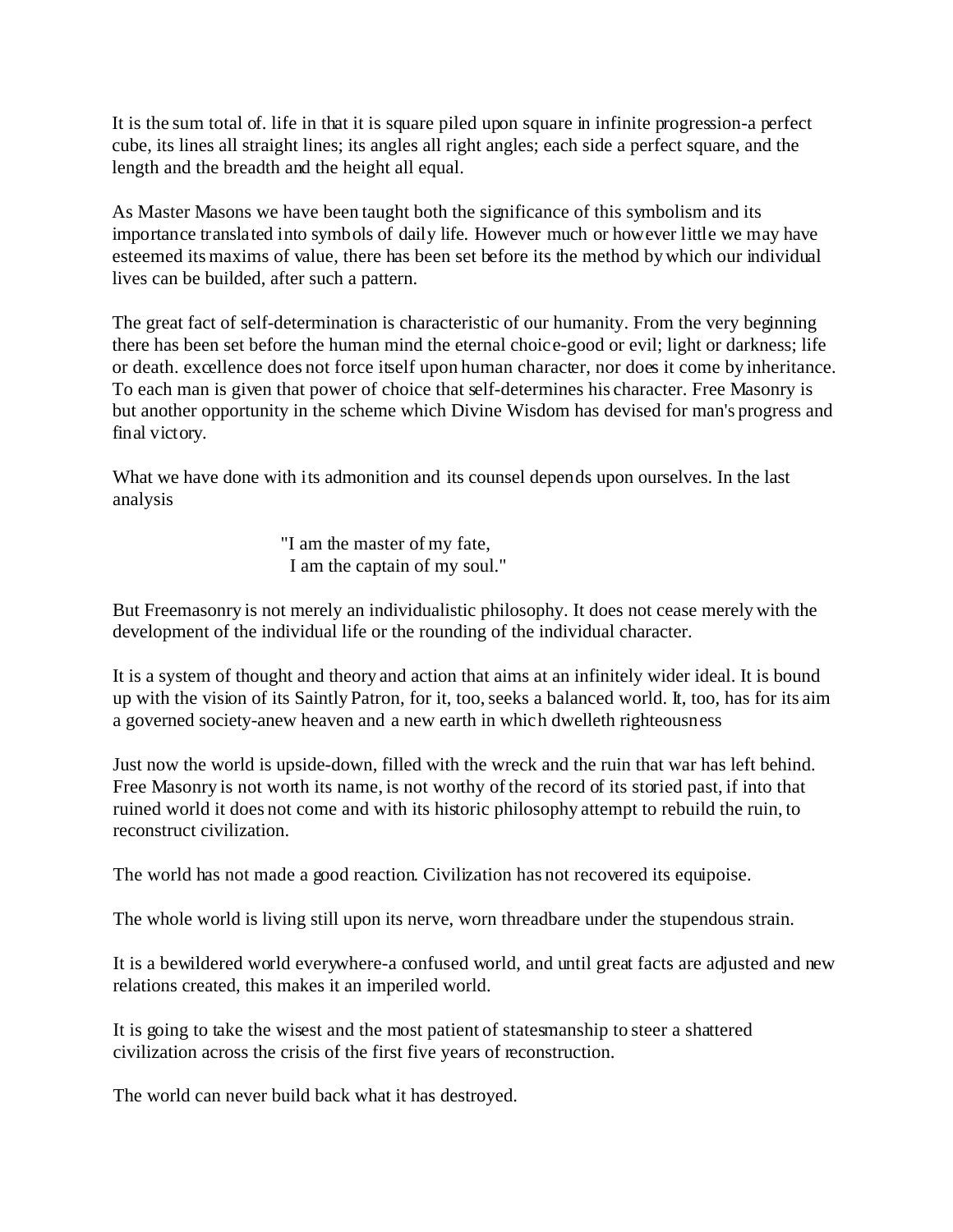It is the sum total of. life in that it is square piled upon square in infinite progression-a perfect cube, its lines all straight lines; its angles all right angles; each side a perfect square, and the length and the breadth and the height all equal.

As Master Masons we have been taught both the significance of this symbolism and its importance translated into symbols of daily life. However much or however little we may have esteemed its maxims of value, there has been set before its the method by which our individual lives can be builded, after such a pattern.

The great fact of self-determination is characteristic of our humanity. From the very beginning there has been set before the human mind the eternal choice-good or evil; light or darkness; life or death. excellence does not force itself upon human character, nor does it come by inheritance. To each man is given that power of choice that self-determines his character. Free Masonry is but another opportunity in the scheme which Divine Wisdom has devised for man's progress and final victory.

What we have done with its admonition and its counsel depends upon ourselves. In the last analysis

> "I am the master of my fate,
> I am the captain of my soul."

But Freemasonry is not merely an individualistic philosophy. It does not cease merely with the development of the individual life or the rounding of the individual character.

It is a system of thought and theory and action that aims at an infinitely wider ideal. It is bound up with the vision of its Saintly Patron, for it, too, seeks a balanced world. It, too, has for its aim a governed society-anew heaven and a new earth in which dwelleth righteousness

Just now the world is upside-down, filled with the wreck and the ruin that war has left behind. Free Masonry is not worth its name, is not worthy of the record of its storied past, if into that ruined world it does not come and with its historic philosophy attempt to rebuild the ruin, to reconstruct civilization.

The world has not made a good reaction. Civilization has not recovered its equipoise.

The whole world is living still upon its nerve, worn threadbare under the stupendous strain.

It is a bewildered world everywhere-a confused world, and until great facts are adjusted and new relations created, this makes it an imperiled world.

It is going to take the wisest and the most patient of statesmanship to steer a shattered civilization across the crisis of the first five years of reconstruction.

The world can never build back what it has destroyed.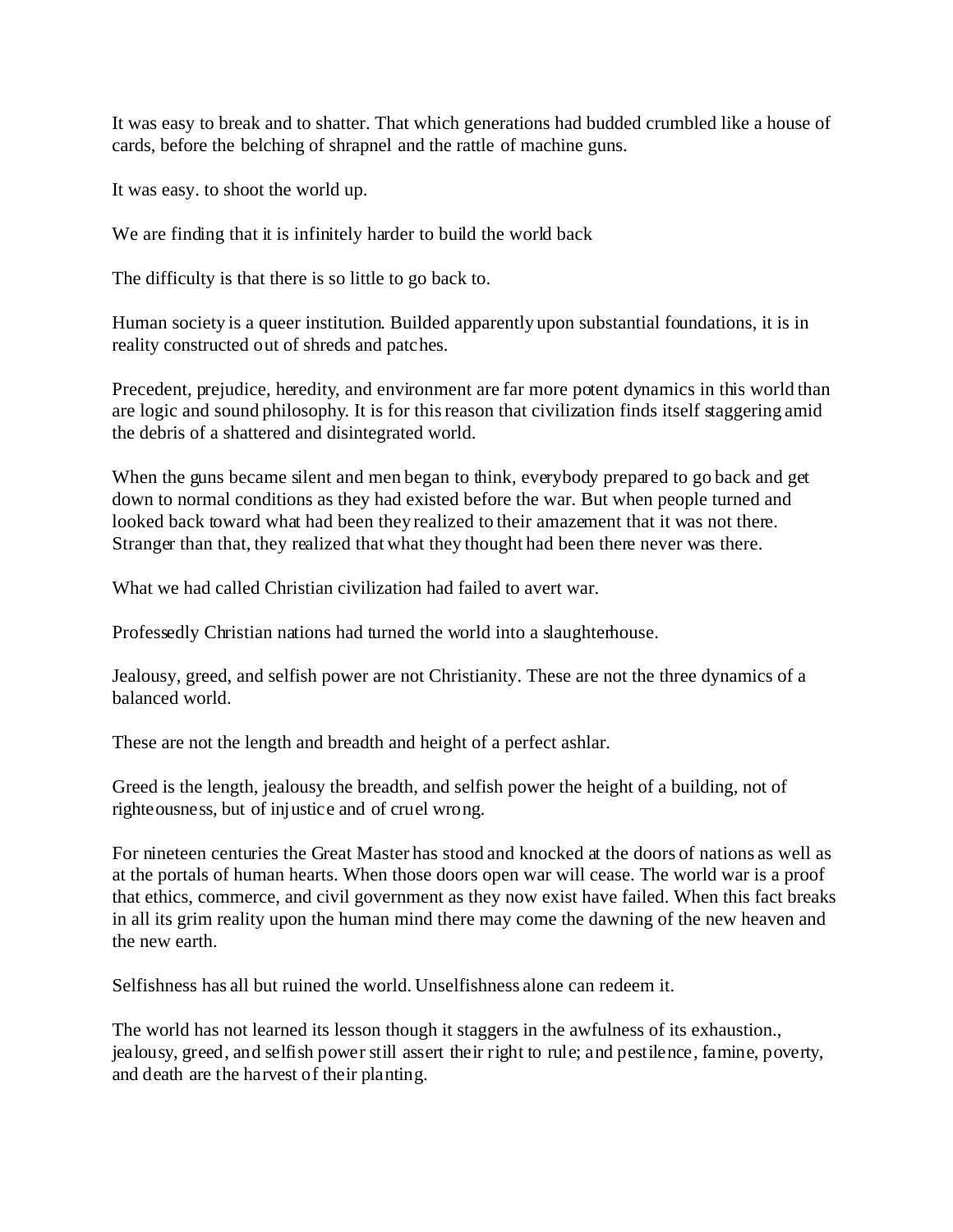It was easy to break and to shatter. That which generations had budded crumbled like a house of cards, before the belching of shrapnel and the rattle of machine guns.

It was easy. to shoot the world up.

We are finding that it is infinitely harder to build the world back

The difficulty is that there is so little to go back to.

Human society is a queer institution. Builded apparently upon substantial foundations, it is in reality constructed out of shreds and patches.

Precedent, prejudice, heredity, and environment are far more potent dynamics in this world than are logic and sound philosophy. It is for this reason that civilization finds itself staggering amid the debris of a shattered and disintegrated world.

When the guns became silent and men began to think, everybody prepared to go back and get down to normal conditions as they had existed before the war. But when people turned and looked back toward what had been they realized to their amazement that it was not there. Stranger than that, they realized that what they thought had been there never was there.

What we had called Christian civilization had failed to avert war.

Professedly Christian nations had turned the world into a slaughterhouse.

Jealousy, greed, and selfish power are not Christianity. These are not the three dynamics of a balanced world.

These are not the length and breadth and height of a perfect ashlar.

Greed is the length, jealousy the breadth, and selfish power the height of a building, not of righteousness, but of injustice and of cruel wrong.

For nineteen centuries the Great Master has stood and knocked at the doors of nations as well as at the portals of human hearts. When those doors open war will cease. The world war is a proof that ethics, commerce, and civil government as they now exist have failed. When this fact breaks in all its grim reality upon the human mind there may come the dawning of the new heaven and the new earth.

Selfishness has all but ruined the world. Unselfishness alone can redeem it.

The world has not learned its lesson though it staggers in the awfulness of its exhaustion., jealousy, greed, and selfish power still assert their right to rule; and pestilence, famine, poverty, and death are the harvest of their planting.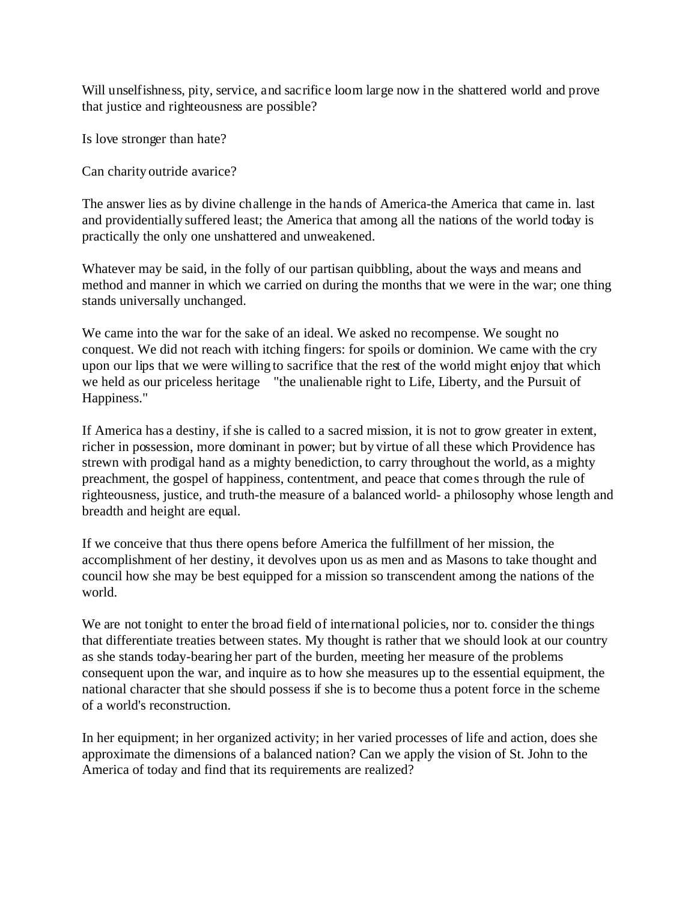Will unselfishness, pity, service, and sacrifice loom large now in the shattered world and prove that justice and righteousness are possible?

Is love stronger than hate?

Can charity outride avarice?

The answer lies as by divine challenge in the hands of America-the America that came in. last and providentially suffered least; the America that among all the nations of the world today is practically the only one unshattered and unweakened.

Whatever may be said, in the folly of our partisan quibbling, about the ways and means and method and manner in which we carried on during the months that we were in the war; one thing stands universally unchanged.

We came into the war for the sake of an ideal. We asked no recompense. We sought no conquest. We did not reach with itching fingers: for spoils or dominion. We came with the cry upon our lips that we were willing to sacrifice that the rest of the world might enjoy that which we held as our priceless heritage "the unalienable right to Life, Liberty, and the Pursuit of Happiness."

If America has a destiny, if she is called to a sacred mission, it is not to grow greater in extent, richer in possession, more dominant in power; but by virtue of all these which Providence has strewn with prodigal hand as a mighty benediction, to carry throughout the world, as a mighty preachment, the gospel of happiness, contentment, and peace that comes through the rule of righteousness, justice, and truth-the measure of a balanced world- a philosophy whose length and breadth and height are equal.

If we conceive that thus there opens before America the fulfillment of her mission, the accomplishment of her destiny, it devolves upon us as men and as Masons to take thought and council how she may be best equipped for a mission so transcendent among the nations of the world.

We are not tonight to enter the broad field of international policies, nor to. consider the things that differentiate treaties between states. My thought is rather that we should look at our country as she stands today-bearing her part of the burden, meeting her measure of the problems consequent upon the war, and inquire as to how she measures up to the essential equipment, the national character that she should possess if she is to become thus a potent force in the scheme of a world's reconstruction.

In her equipment; in her organized activity; in her varied processes of life and action, does she approximate the dimensions of a balanced nation? Can we apply the vision of St. John to the America of today and find that its requirements are realized?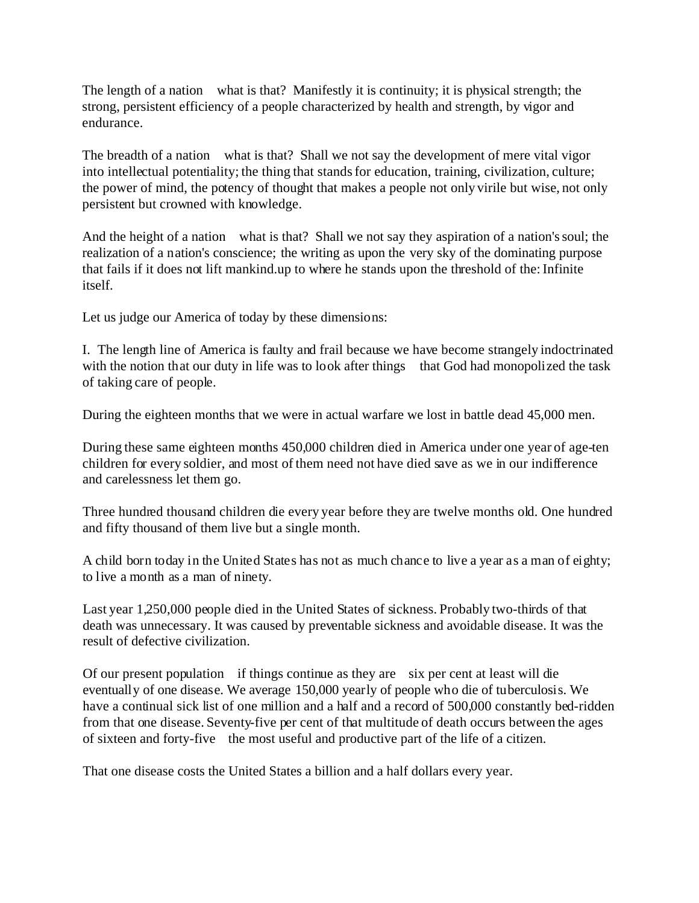The length of a nation what is that? Manifestly it is continuity; it is physical strength; the strong, persistent efficiency of a people characterized by health and strength, by vigor and endurance.

The breadth of a nation what is that? Shall we not say the development of mere vital vigor into intellectual potentiality; the thing that stands for education, training, civilization, culture; the power of mind, the potency of thought that makes a people not only virile but wise, not only persistent but crowned with knowledge.

And the height of a nation what is that? Shall we not say they aspiration of a nation's soul; the realization of a nation's conscience; the writing as upon the very sky of the dominating purpose that fails if it does not lift mankind.up to where he stands upon the threshold of the: Infinite itself.

Let us judge our America of today by these dimensions:

I. The length line of America is faulty and frail because we have become strangely indoctrinated with the notion that our duty in life was to look after things that God had monopolized the task of taking care of people.

During the eighteen months that we were in actual warfare we lost in battle dead 45,000 men.

During these same eighteen months 450,000 children died in America under one year of age-ten children for every soldier, and most of them need not have died save as we in our indifference and carelessness let them go.

Three hundred thousand children die every year before they are twelve months old. One hundred and fifty thousand of them live but a single month.

A child born today in the United States has not as much chance to live a year as a man of eighty; to live a month as a man of ninety.

Last year 1,250,000 people died in the United States of sickness. Probably two-thirds of that death was unnecessary. It was caused by preventable sickness and avoidable disease. It was the result of defective civilization.

Of our present population if things continue as they are six per cent at least will die eventually of one disease. We average 150,000 yearly of people who die of tuberculosis. We have a continual sick list of one million and a half and a record of 500,000 constantly bed-ridden from that one disease. Seventy-five per cent of that multitude of death occurs between the ages of sixteen and forty-five the most useful and productive part of the life of a citizen.

That one disease costs the United States a billion and a half dollars every year.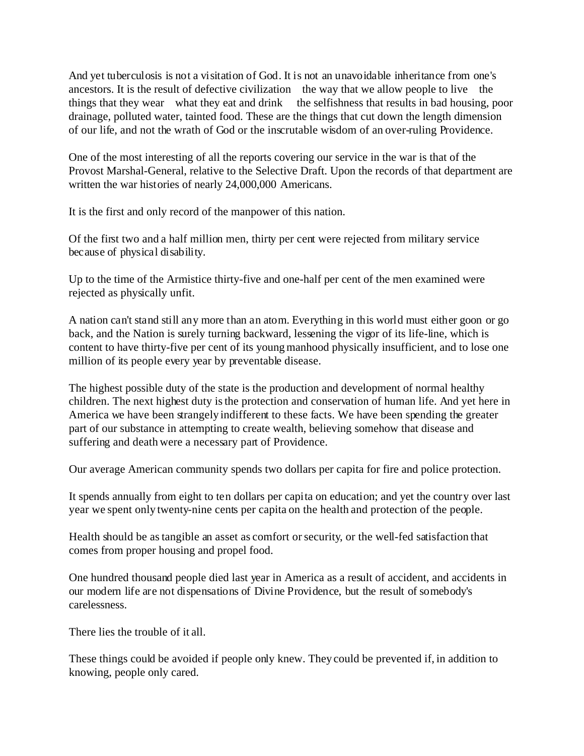And yet tuberculosis is not a visitation of God. It is not an unavoidable inheritance from one's ancestors. It is the result of defective civilization  the way that we allow people to live  the things that they wear  what they eat and drink  the selfishness that results in bad housing, poor drainage, polluted water, tainted food. These are the things that cut down the length dimension of our life, and not the wrath of God or the inscrutable wisdom of an over-ruling Providence.

One of the most interesting of all the reports covering our service in the war is that of the Provost Marshal-General, relative to the Selective Draft. Upon the records of that department are written the war histories of nearly 24,000,000 Americans.

It is the first and only record of the manpower of this nation.

Of the first two and a half million men, thirty per cent were rejected from military service because of physical disability.

Up to the time of the Armistice thirty-five and one-half per cent of the men examined were rejected as physically unfit.

A nation can't stand still any more than an atom. Everything in this world must either goon or go back, and the Nation is surely turning backward, lessening the vigor of its life-line, which is content to have thirty-five per cent of its young manhood physically insufficient, and to lose one million of its people every year by preventable disease.

The highest possible duty of the state is the production and development of normal healthy children. The next highest duty is the protection and conservation of human life. And yet here in America we have been strangely indifferent to these facts. We have been spending the greater part of our substance in attempting to create wealth, believing somehow that disease and suffering and death were a necessary part of Providence.

Our average American community spends two dollars per capita for fire and police protection.

It spends annually from eight to ten dollars per capita on education; and yet the country over last year we spent only twenty-nine cents per capita on the health and protection of the people.

Health should be as tangible an asset as comfort or security, or the well-fed satisfaction that comes from proper housing and propel food.

One hundred thousand people died last year in America as a result of accident, and accidents in our modern life are not dispensations of Divine Providence, but the result of somebody's carelessness.

There lies the trouble of it all.

These things could be avoided if people only knew. They could be prevented if, in addition to knowing, people only cared.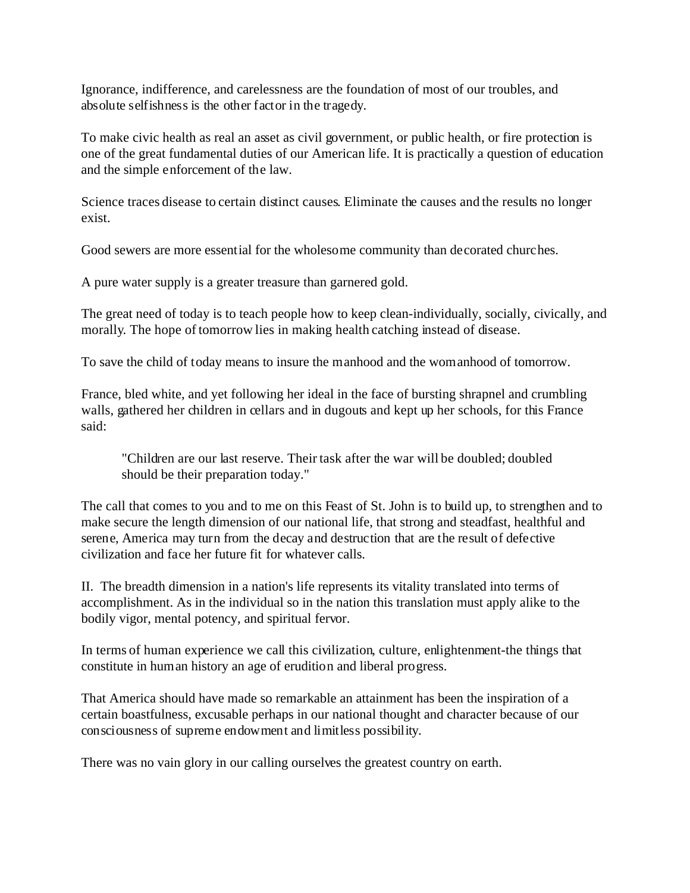Ignorance, indifference, and carelessness are the foundation of most of our troubles, and absolute selfishness is the other factor in the tragedy.

To make civic health as real an asset as civil government, or public health, or fire protection is one of the great fundamental duties of our American life. It is practically a question of education and the simple enforcement of the law.

Science traces disease to certain distinct causes. Eliminate the causes and the results no longer exist.

Good sewers are more essential for the wholesome community than decorated churches.

A pure water supply is a greater treasure than garnered gold.

The great need of today is to teach people how to keep clean-individually, socially, civically, and morally. The hope of tomorrow lies in making health catching instead of disease.

To save the child of today means to insure the manhood and the womanhood of tomorrow.

France, bled white, and yet following her ideal in the face of bursting shrapnel and crumbling walls, gathered her children in cellars and in dugouts and kept up her schools, for this France said:

> "Children are our last reserve. Their task after the war will be doubled; doubled should be their preparation today."

The call that comes to you and to me on this Feast of St. John is to build up, to strengthen and to make secure the length dimension of our national life, that strong and steadfast, healthful and serene, America may turn from the decay and destruction that are the result of defective civilization and face her future fit for whatever calls.

II. The breadth dimension in a nation's life represents its vitality translated into terms of accomplishment. As in the individual so in the nation this translation must apply alike to the bodily vigor, mental potency, and spiritual fervor.

In terms of human experience we call this civilization, culture, enlightenment-the things that constitute in human history an age of erudition and liberal progress.

That America should have made so remarkable an attainment has been the inspiration of a certain boastfulness, excusable perhaps in our national thought and character because of our consciousness of supreme endowment and limitless possibility.

There was no vain glory in our calling ourselves the greatest country on earth.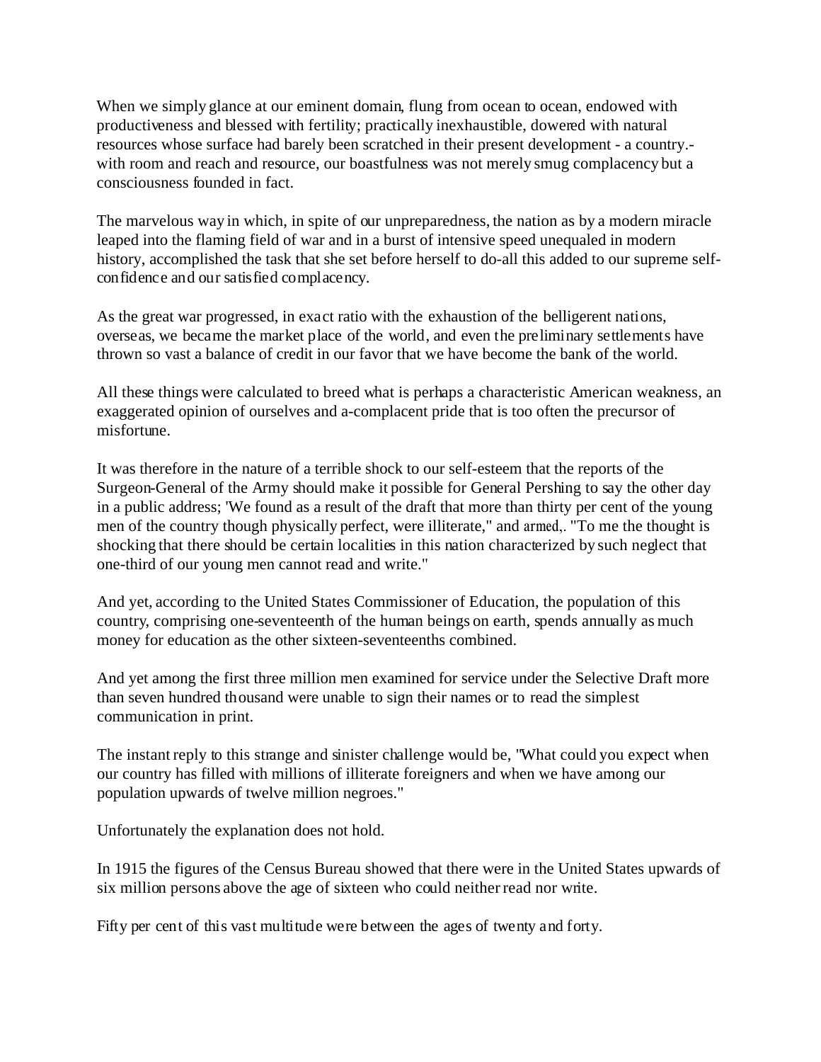When we simply glance at our eminent domain, flung from ocean to ocean, endowed with productiveness and blessed with fertility; practically inexhaustible, dowered with natural resources whose surface had barely been scratched in their present development - a country.- with room and reach and resource, our boastfulness was not merely smug complacency but a consciousness founded in fact.

The marvelous way in which, in spite of our unpreparedness, the nation as by a modern miracle leaped into the flaming field of war and in a burst of intensive speed unequaled in modern history, accomplished the task that she set before herself to do-all this added to our supreme self-confidence and our satisfied complacency.

As the great war progressed, in exact ratio with the exhaustion of the belligerent nations, overseas, we became the market place of the world, and even the preliminary settlements have thrown so vast a balance of credit in our favor that we have become the bank of the world.

All these things were calculated to breed what is perhaps a characteristic American weakness, an exaggerated opinion of ourselves and a-complacent pride that is too often the precursor of misfortune.

It was therefore in the nature of a terrible shock to our self-esteem that the reports of the Surgeon-General of the Army should make it possible for General Pershing to say the other day in a public address; 'We found as a result of the draft that more than thirty per cent of the young men of the country though physically perfect, were illiterate," and armed,. "To me the thought is shocking that there should be certain localities in this nation characterized by such neglect that one-third of our young men cannot read and write."

And yet, according to the United States Commissioner of Education, the population of this country, comprising one-seventeenth of the human beings on earth, spends annually as much money for education as the other sixteen-seventeenths combined.

And yet among the first three million men examined for service under the Selective Draft more than seven hundred thousand were unable to sign their names or to read the simplest communication in print.

The instant reply to this strange and sinister challenge would be, "What could you expect when our country has filled with millions of illiterate foreigners and when we have among our population upwards of twelve million negroes."

Unfortunately the explanation does not hold.

In 1915 the figures of the Census Bureau showed that there were in the United States upwards of six million persons above the age of sixteen who could neither read nor write.

Fifty per cent of this vast multitude were between the ages of twenty and forty.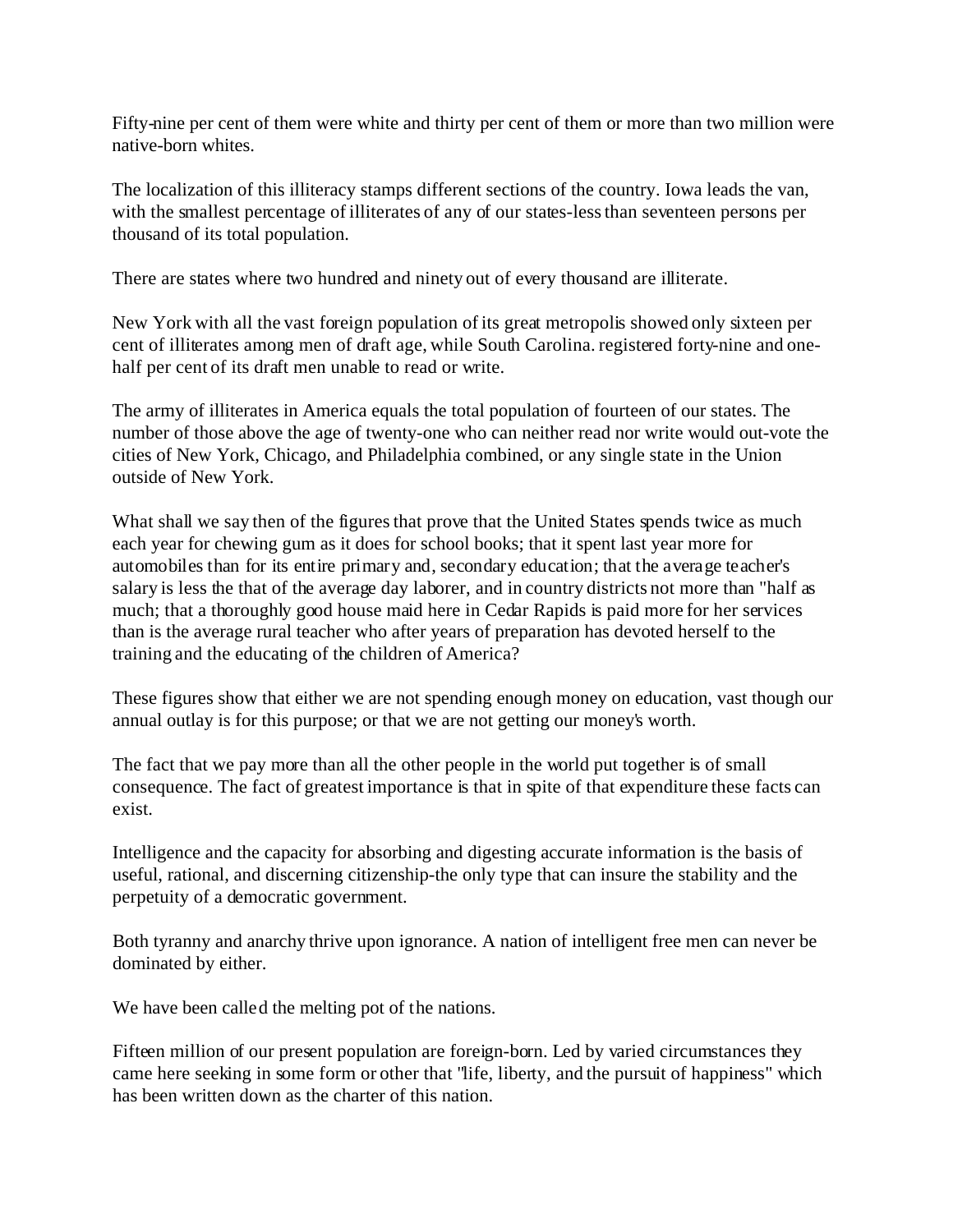Fifty-nine per cent of them were white and thirty per cent of them or more than two million were native-born whites.

The localization of this illiteracy stamps different sections of the country. Iowa leads the van, with the smallest percentage of illiterates of any of our states-less than seventeen persons per thousand of its total population.

There are states where two hundred and ninety out of every thousand are illiterate.

New York with all the vast foreign population of its great metropolis showed only sixteen per cent of illiterates among men of draft age, while South Carolina. registered forty-nine and one-half per cent of its draft men unable to read or write.

The army of illiterates in America equals the total population of fourteen of our states. The number of those above the age of twenty-one who can neither read nor write would out-vote the cities of New York, Chicago, and Philadelphia combined, or any single state in the Union outside of New York.

What shall we say then of the figures that prove that the United States spends twice as much each year for chewing gum as it does for school books; that it spent last year more for automobiles than for its entire primary and, secondary education; that the average teacher's salary is less the that of the average day laborer, and in country districts not more than "half as much; that a thoroughly good house maid here in Cedar Rapids is paid more for her services than is the average rural teacher who after years of preparation has devoted herself to the training and the educating of the children of America?

These figures show that either we are not spending enough money on education, vast though our annual outlay is for this purpose; or that we are not getting our money's worth.

The fact that we pay more than all the other people in the world put together is of small consequence. The fact of greatest importance is that in spite of that expenditure these facts can exist.

Intelligence and the capacity for absorbing and digesting accurate information is the basis of useful, rational, and discerning citizenship-the only type that can insure the stability and the perpetuity of a democratic government.

Both tyranny and anarchy thrive upon ignorance. A nation of intelligent free men can never be dominated by either.

We have been called the melting pot of the nations.

Fifteen million of our present population are foreign-born. Led by varied circumstances they came here seeking in some form or other that "life, liberty, and the pursuit of happiness" which has been written down as the charter of this nation.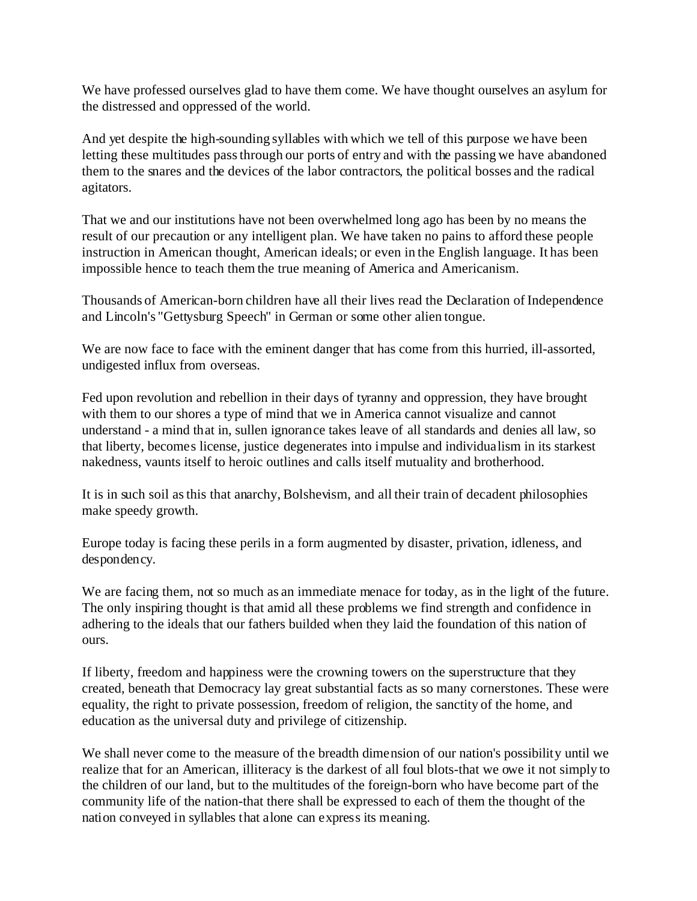We have professed ourselves glad to have them come. We have thought ourselves an asylum for the distressed and oppressed of the world.

And yet despite the high-sounding syllables with which we tell of this purpose we have been letting these multitudes pass through our ports of entry and with the passing we have abandoned them to the snares and the devices of the labor contractors, the political bosses and the radical agitators.

That we and our institutions have not been overwhelmed long ago has been by no means the result of our precaution or any intelligent plan. We have taken no pains to afford these people instruction in American thought, American ideals; or even in the English language. It has been impossible hence to teach them the true meaning of America and Americanism.

Thousands of American-born children have all their lives read the Declaration of Independence and Lincoln's "Gettysburg Speech" in German or some other alien tongue.

We are now face to face with the eminent danger that has come from this hurried, ill-assorted, undigested influx from overseas.

Fed upon revolution and rebellion in their days of tyranny and oppression, they have brought with them to our shores a type of mind that we in America cannot visualize and cannot understand - a mind that in, sullen ignorance takes leave of all standards and denies all law, so that liberty, becomes license, justice degenerates into impulse and individualism in its starkest nakedness, vaunts itself to heroic outlines and calls itself mutuality and brotherhood.

It is in such soil as this that anarchy, Bolshevism, and all their train of decadent philosophies make speedy growth.

Europe today is facing these perils in a form augmented by disaster, privation, idleness, and despondency.

We are facing them, not so much as an immediate menace for today, as in the light of the future. The only inspiring thought is that amid all these problems we find strength and confidence in adhering to the ideals that our fathers builded when they laid the foundation of this nation of ours.

If liberty, freedom and happiness were the crowning towers on the superstructure that they created, beneath that Democracy lay great substantial facts as so many cornerstones. These were equality, the right to private possession, freedom of religion, the sanctity of the home, and education as the universal duty and privilege of citizenship.

We shall never come to the measure of the breadth dimension of our nation's possibility until we realize that for an American, illiteracy is the darkest of all foul blots-that we owe it not simply to the children of our land, but to the multitudes of the foreign-born who have become part of the community life of the nation-that there shall be expressed to each of them the thought of the nation conveyed in syllables that alone can express its meaning.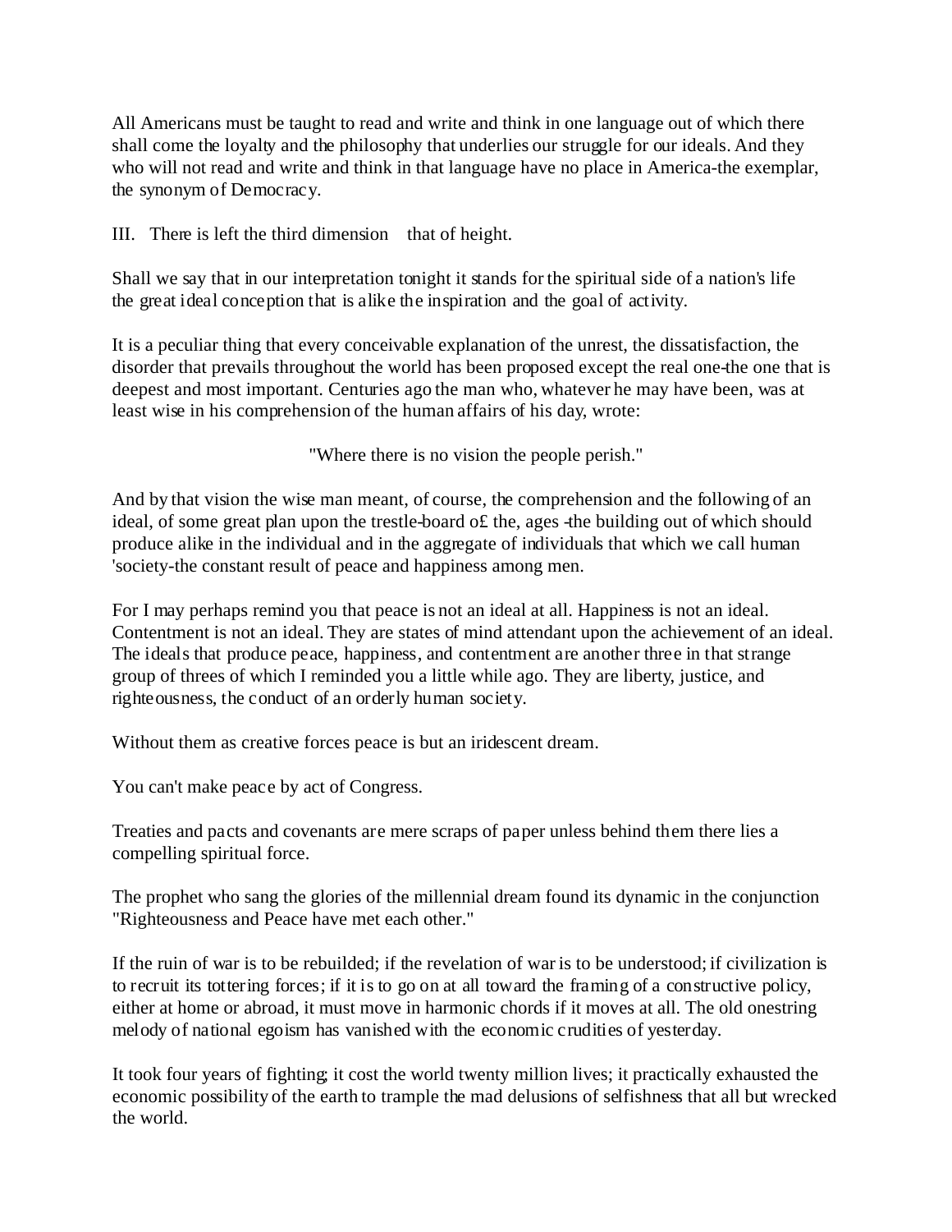All Americans must be taught to read and write and think in one language out of which there shall come the loyalty and the philosophy that underlies our struggle for our ideals. And they who will not read and write and think in that language have no place in America-the exemplar, the synonym of Democracy.

III. There is left the third dimension that of height.

Shall we say that in our interpretation tonight it stands for the spiritual side of a nation's life the great ideal conception that is alike the inspiration and the goal of activity.

It is a peculiar thing that every conceivable explanation of the unrest, the dissatisfaction, the disorder that prevails throughout the world has been proposed except the real one-the one that is deepest and most important. Centuries ago the man who, whatever he may have been, was at least wise in his comprehension of the human affairs of his day, wrote:

"Where there is no vision the people perish."

And by that vision the wise man meant, of course, the comprehension and the following of an ideal, of some great plan upon the trestle-board o£ the, ages -the building out of which should produce alike in the individual and in the aggregate of individuals that which we call human 'society-the constant result of peace and happiness among men.

For I may perhaps remind you that peace is not an ideal at all. Happiness is not an ideal. Contentment is not an ideal. They are states of mind attendant upon the achievement of an ideal. The ideals that produce peace, happiness, and contentment are another three in that strange group of threes of which I reminded you a little while ago. They are liberty, justice, and righteousness, the conduct of an orderly human society.

Without them as creative forces peace is but an iridescent dream.

You can't make peace by act of Congress.

Treaties and pacts and covenants are mere scraps of paper unless behind them there lies a compelling spiritual force.

The prophet who sang the glories of the millennial dream found its dynamic in the conjunction "Righteousness and Peace have met each other."

If the ruin of war is to be rebuilded; if the revelation of war is to be understood; if civilization is to recruit its tottering forces; if it is to go on at all toward the framing of a constructive policy, either at home or abroad, it must move in harmonic chords if it moves at all. The old onestring melody of national egoism has vanished with the economic crudities of yesterday.

It took four years of fighting; it cost the world twenty million lives; it practically exhausted the economic possibility of the earth to trample the mad delusions of selfishness that all but wrecked the world.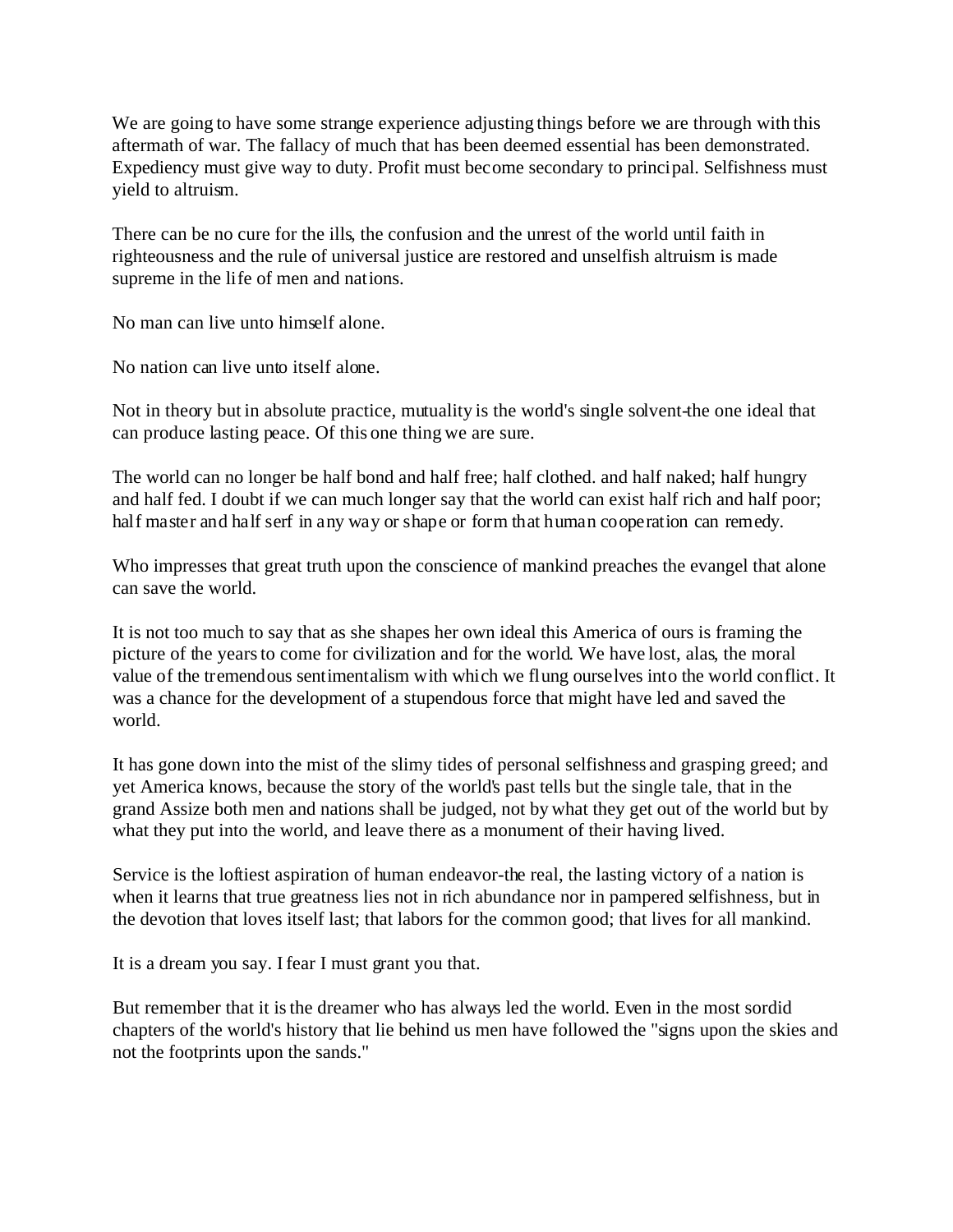We are going to have some strange experience adjusting things before we are through with this aftermath of war. The fallacy of much that has been deemed essential has been demonstrated. Expediency must give way to duty. Profit must become secondary to principal. Selfishness must yield to altruism.

There can be no cure for the ills, the confusion and the unrest of the world until faith in righteousness and the rule of universal justice are restored and unselfish altruism is made supreme in the life of men and nations.

No man can live unto himself alone.

No nation can live unto itself alone.

Not in theory but in absolute practice, mutuality is the world's single solvent-the one ideal that can produce lasting peace. Of this one thing we are sure.

The world can no longer be half bond and half free; half clothed. and half naked; half hungry and half fed. I doubt if we can much longer say that the world can exist half rich and half poor; half master and half serf in any way or shape or form that human cooperation can remedy.

Who impresses that great truth upon the conscience of mankind preaches the evangel that alone can save the world.

It is not too much to say that as she shapes her own ideal this America of ours is framing the picture of the years to come for civilization and for the world. We have lost, alas, the moral value of the tremendous sentimentalism with which we flung ourselves into the world conflict. It was a chance for the development of a stupendous force that might have led and saved the world.

It has gone down into the mist of the slimy tides of personal selfishness and grasping greed; and yet America knows, because the story of the world's past tells but the single tale, that in the grand Assize both men and nations shall be judged, not by what they get out of the world but by what they put into the world, and leave there as a monument of their having lived.

Service is the loftiest aspiration of human endeavor-the real, the lasting victory of a nation is when it learns that true greatness lies not in rich abundance nor in pampered selfishness, but in the devotion that loves itself last; that labors for the common good; that lives for all mankind.

It is a dream you say. I fear I must grant you that.

But remember that it is the dreamer who has always led the world. Even in the most sordid chapters of the world's history that lie behind us men have followed the "signs upon the skies and not the footprints upon the sands."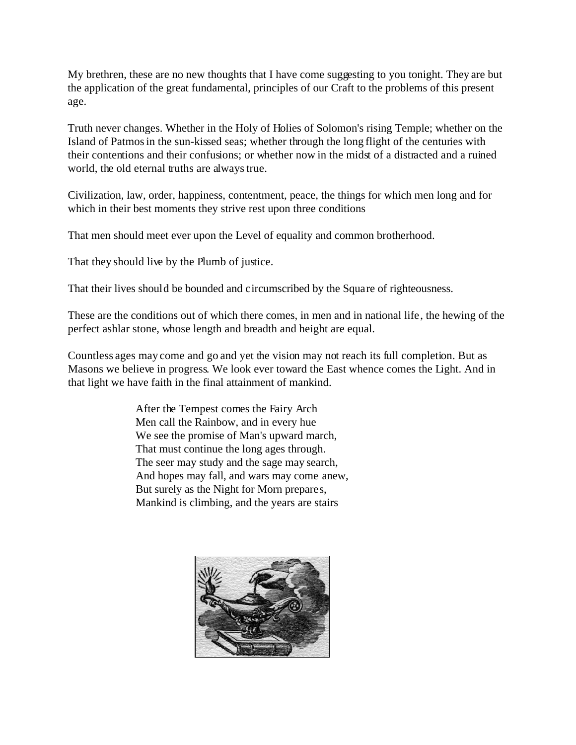My brethren, these are no new thoughts that I have come suggesting to you tonight. They are but the application of the great fundamental, principles of our Craft to the problems of this present age.

Truth never changes. Whether in the Holy of Holies of Solomon's rising Temple; whether on the Island of Patmos in the sun-kissed seas; whether through the long flight of the centuries with their contentions and their confusions; or whether now in the midst of a distracted and a ruined world, the old eternal truths are always true.

Civilization, law, order, happiness, contentment, peace, the things for which men long and for which in their best moments they strive rest upon three conditions

That men should meet ever upon the Level of equality and common brotherhood.

That they should live by the Plumb of justice.

That their lives should be bounded and circumscribed by the Square of righteousness.

These are the conditions out of which there comes, in men and in national life, the hewing of the perfect ashlar stone, whose length and breadth and height are equal.

Countless ages may come and go and yet the vision may not reach its full completion. But as Masons we believe in progress. We look ever toward the East whence comes the Light. And in that light we have faith in the final attainment of mankind.

> After the Tempest comes the Fairy Arch
> Men call the Rainbow, and in every hue
> We see the promise of Man's upward march,
> That must continue the long ages through.
> The seer may study and the sage may search,
> And hopes may fall, and wars may come anew,
> But surely as the Night for Morn prepares,
> Mankind is climbing, and the years are stairs